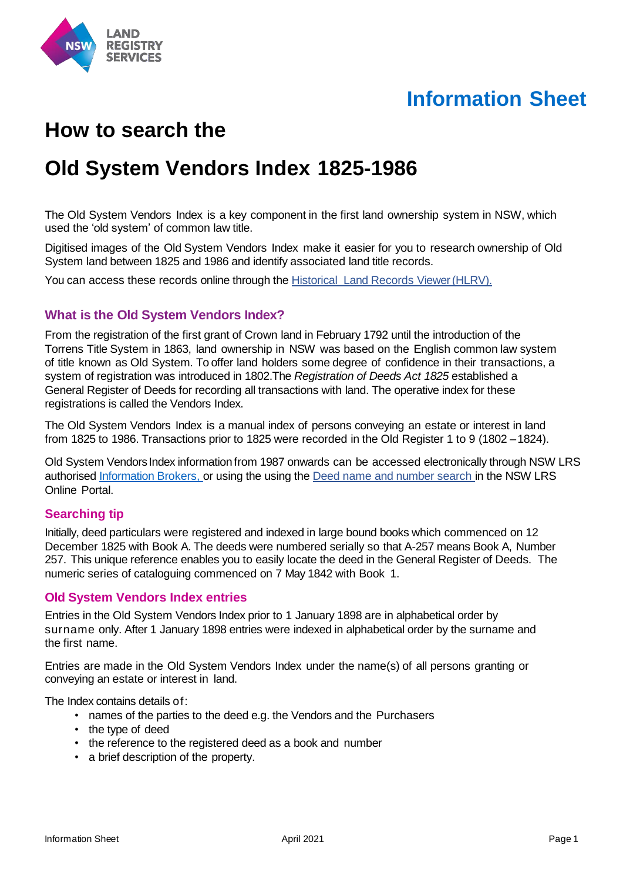**Information Sheet**

# How to search the

# Old System Vendors Index 1825-1986

The Old System Vendors Index is a key component in the first land ownership system in NSW, which used the 'old system' of common law title.

Digitised images of the Old System Vendors Index make it easier for you to research ownership of Old System land between 1825 and 1986 and identify associated land title records.

You can access these records online through the [Historical Land Records Viewer (HLRV).]()

## What is the Old System Vendors Index?

From the registration of the first grant of Crown land in February 1792 until the introduction of the Torrens Title System in 1863, land ownership in NSW was based on the English common law system of title known as Old System. To offer land holders some degree of confidence in their transactions, a system of registration was introduced in 1802.The *Registration of Deeds Act 1825* established a General Register of Deeds for recording all transactions with land. The operative index for these registrations is called the Vendors Index.

The Old System Vendors Index is a manual index of persons conveying an estate or interest in land from 1825 to 1986. Transactions prior to 1825 were recorded in the Old Register 1 to 9 (1802 – 1824).

Old System Vendors Index information from 1987 onwards can be accessed electronically through NSW LRS authorised [Information Brokers,]() or using the using the [Deed name and number search]() in the NSW LRS Online Portal.

## Searching tip

Initially, deed particulars were registered and indexed in large bound books which commenced on 12 December 1825 with Book A. The deeds were numbered serially so that A-257 means Book A, Number 257. This unique reference enables you to easily locate the deed in the General Register of Deeds. The numeric series of cataloguing commenced on 7 May 1842 with Book 1.

## Old System Vendors Index entries

Entries in the Old System Vendors Index prior to 1 January 1898 are in alphabetical order by surname only. After 1 January 1898 entries were indexed in alphabetical order by the surname and the first name.

Entries are made in the Old System Vendors Index under the name(s) of all persons granting or conveying an estate or interest in land.

The Index contains details of:

- names of the parties to the deed e.g. the Vendors and the Purchasers
- the type of deed
- the reference to the registered deed as a book and number
- a brief description of the property.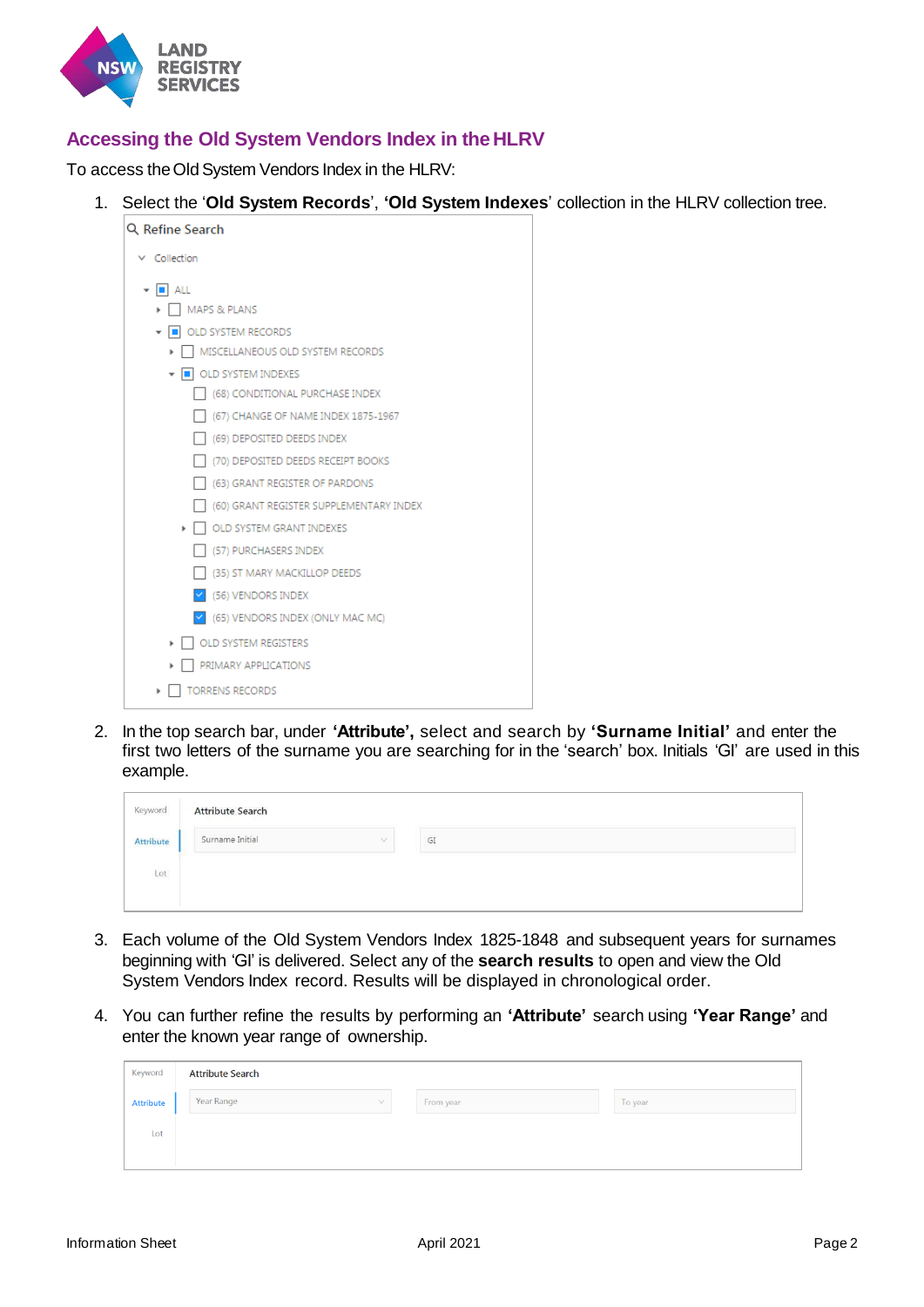## Accessing the Old System Vendors Index in the HLRV

To access the Old System Vendors Index in the HLRV:

1. Select the '**Old System Records**', **'Old System Indexes**' collection in the HLRV collection tree.

2. In the top search bar, under **'Attribute',** select and search by **'Surname Initial'** and enter the first two letters of the surname you are searching for in the 'search' box. Initials 'GI' are used in this example.

3. Each volume of the Old System Vendors Index 1825-1848 and subsequent years for surnames beginning with 'GI' is delivered. Select any of the **search results** to open and view the Old System Vendors Index record. Results will be displayed in chronological order.

4. You can further refine the results by performing an **'Attribute'** search using **'Year Range'** and enter the known year range of ownership.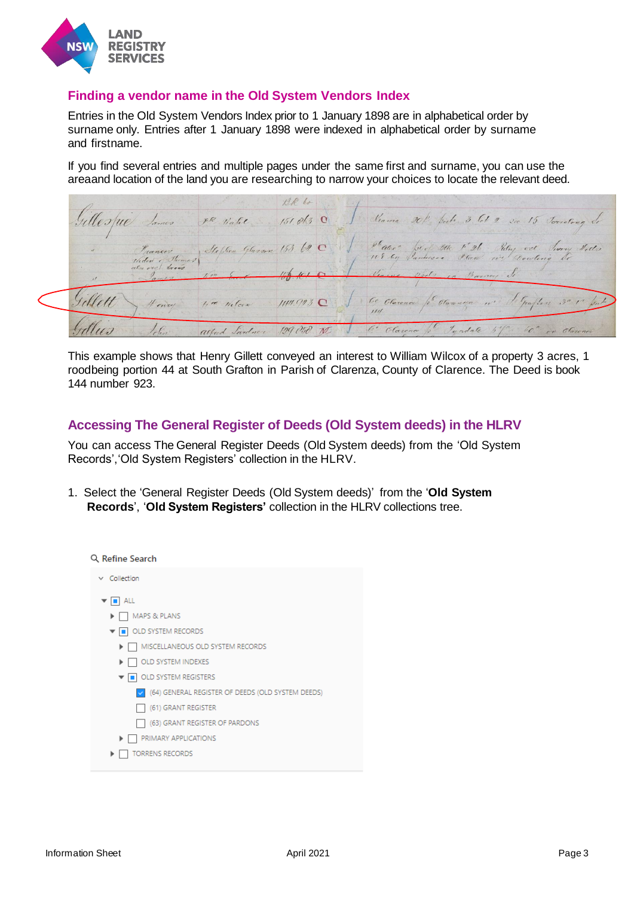## Finding a vendor name in the Old System Vendors Index

Entries in the Old System Vendors Index prior to 1 January 1898 are in alphabetical order by surname only. Entries after 1 January 1898 were indexed in alphabetical order by surname and firstname.

If you find several entries and multiple pages under the same first and surname, you can use the areaand location of the land you are researching to narrow your choices to locate the relevant deed.

This example shows that Henry Gillett conveyed an interest to William Wilcox of a property 3 acres, 1 roodbeing portion 44 at South Grafton in Parish of Clarenza, County of Clarence. The Deed is book 144 number 923.

## Accessing The General Register of Deeds (Old System deeds) in the HLRV

You can access The General Register Deeds (Old System deeds) from the 'Old System Records','Old System Registers' collection in the HLRV.

1. Select the 'General Register Deeds (Old System deeds)' from the '**Old System Records**', '**Old System Registers'** collection in the HLRV collections tree.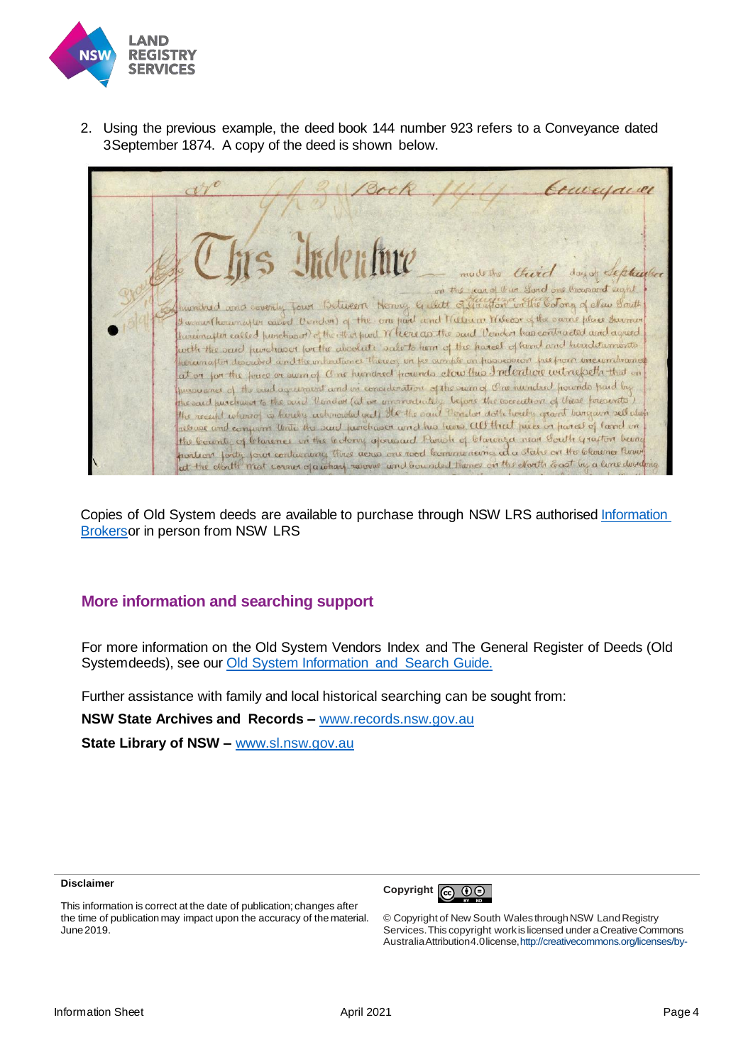2. Using the previous example, the deed book 144 number 923 refers to a Conveyance dated 3September 1874. A copy of the deed is shown below.

Copies of Old System deeds are available to purchase through NSW LRS authorised Information Brokersor in person from NSW LRS

## More information and searching support

For more information on the Old System Vendors Index and The General Register of Deeds (Old Systemdeeds), see our Old System Information and Search Guide.

Further assistance with family and local historical searching can be sought from:

**NSW State Archives and Records –** www.records.nsw.gov.au

**State Library of NSW –** www.sl.nsw.gov.au

**Disclaimer**

This information is correct at the date of publication; changes after the time of publication may impact upon the accuracy of the material. June 2019.

**Copyright**

© Copyright of New South Wales through NSW Land Registry Services. This copyright work is licensed under a Creative Commons Australia Attribution 4.0 license, http://creativecommons.org/licenses/by-